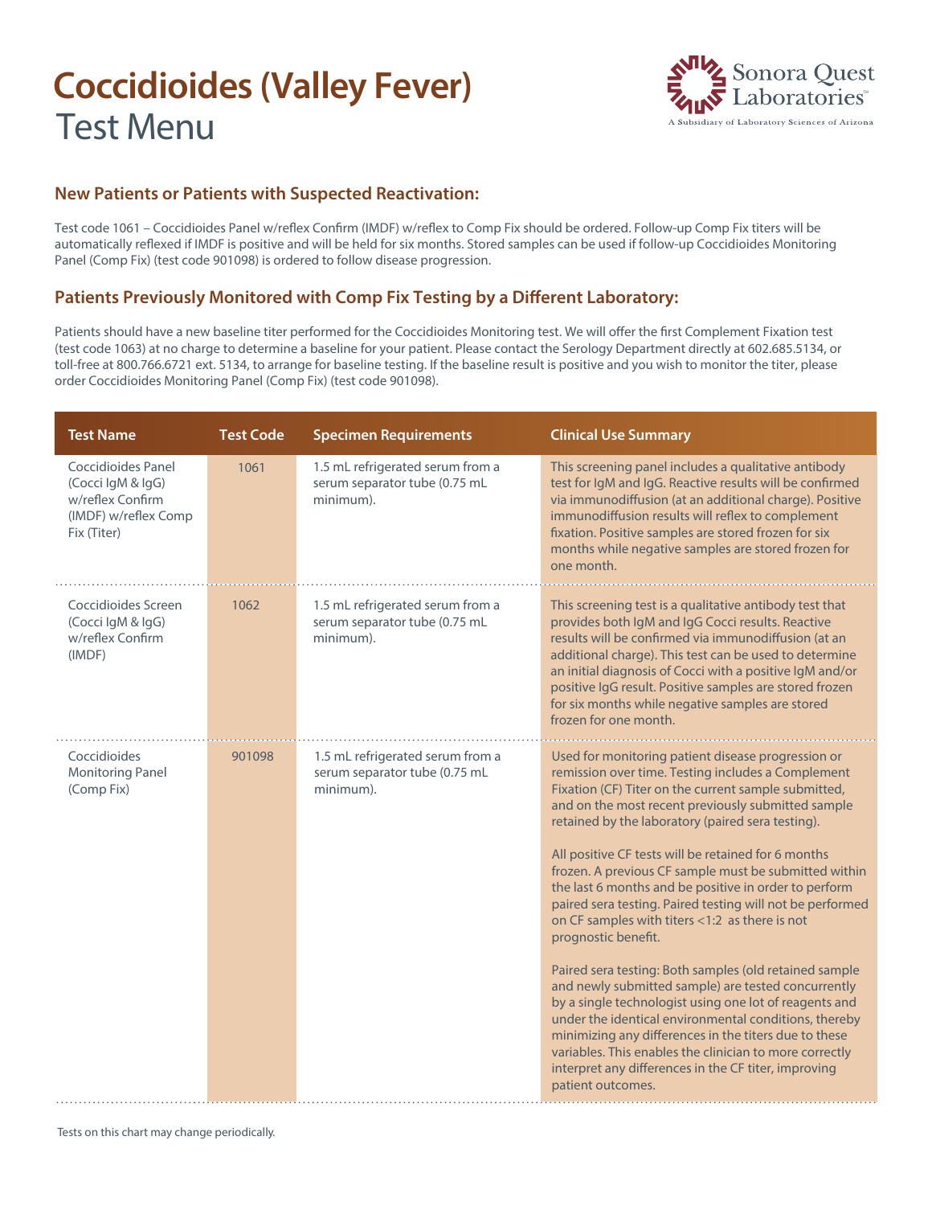# Coccidioides (Valley Fever)
# Test Menu

Sonora Quest Laboratories™
A Subsidiary of Laboratory Sciences of Arizona

## New Patients or Patients with Suspected Reactivation:

Test code 1061 – Coccidioides Panel w/reflex Confirm (IMDF) w/reflex to Comp Fix should be ordered. Follow-up Comp Fix titers will be automatically reflexed if IMDF is positive and will be held for six months. Stored samples can be used if follow-up Coccidioides Monitoring Panel (Comp Fix) (test code 901098) is ordered to follow disease progression.

## Patients Previously Monitored with Comp Fix Testing by a Different Laboratory:

Patients should have a new baseline titer performed for the Coccidioides Monitoring test. We will offer the first Complement Fixation test (test code 1063) at no charge to determine a baseline for your patient. Please contact the Serology Department directly at 602.685.5134, or toll-free at 800.766.6721 ext. 5134, to arrange for baseline testing. If the baseline result is positive and you wish to monitor the titer, please order Coccidioides Monitoring Panel (Comp Fix) (test code 901098).

| Test Name | Test Code | Specimen Requirements | Clinical Use Summary |
|---|---|---|---|
| Coccidioides Panel (Cocci IgM & IgG) w/reflex Confirm (IMDF) w/reflex Comp Fix (Titer) | 1061 | 1.5 mL refrigerated serum from a serum separator tube (0.75 mL minimum). | This screening panel includes a qualitative antibody test for IgM and IgG. Reactive results will be confirmed via immunodiffusion (at an additional charge). Positive immunodiffusion results will reflex to complement fixation. Positive samples are stored frozen for six months while negative samples are stored frozen for one month. |
| Coccidioides Screen (Cocci IgM & IgG) w/reflex Confirm (IMDF) | 1062 | 1.5 mL refrigerated serum from a serum separator tube (0.75 mL minimum). | This screening test is a qualitative antibody test that provides both IgM and IgG Cocci results. Reactive results will be confirmed via immunodiffusion (at an additional charge). This test can be used to determine an initial diagnosis of Cocci with a positive IgM and/or positive IgG result. Positive samples are stored frozen for six months while negative samples are stored frozen for one month. |
| Coccidioides Monitoring Panel (Comp Fix) | 901098 | 1.5 mL refrigerated serum from a serum separator tube (0.75 mL minimum). | Used for monitoring patient disease progression or remission over time. Testing includes a Complement Fixation (CF) Titer on the current sample submitted, and on the most recent previously submitted sample retained by the laboratory (paired sera testing).<br><br>All positive CF tests will be retained for 6 months frozen. A previous CF sample must be submitted within the last 6 months and be positive in order to perform paired sera testing. Paired testing will not be performed on CF samples with titers <1:2 as there is not prognostic benefit.<br><br>Paired sera testing: Both samples (old retained sample and newly submitted sample) are tested concurrently by a single technologist using one lot of reagents and under the identical environmental conditions, thereby minimizing any differences in the titers due to these variables. This enables the clinician to more correctly interpret any differences in the CF titer, improving patient outcomes. |

Tests on this chart may change periodically.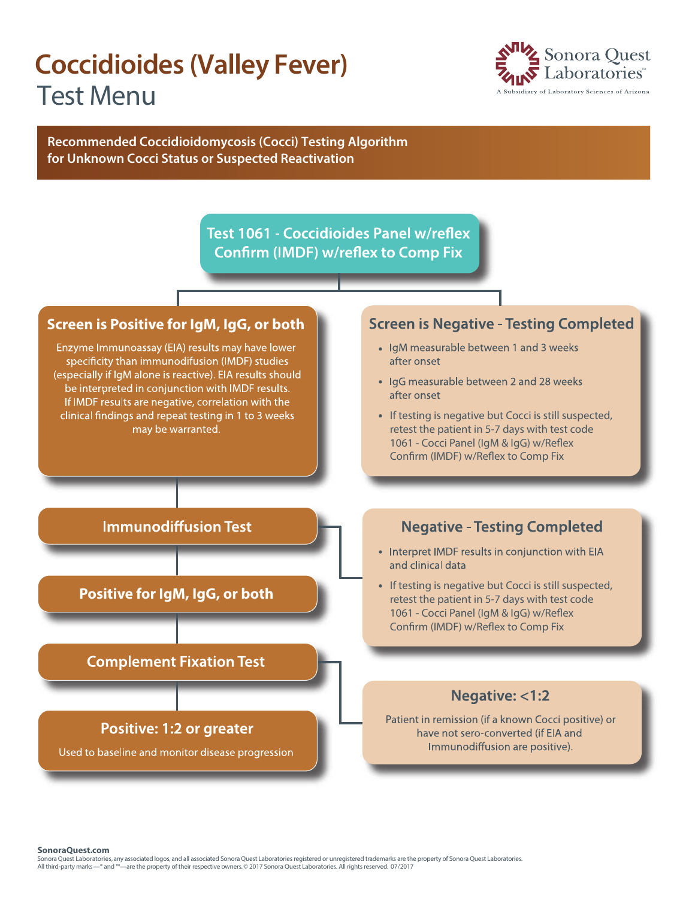# Coccidioides (Valley Fever)

Test Menu

Sonora Quest Laboratories

A Subsidiary of Laboratory Sciences of Arizona

## Recommended Coccidioidomycosis (Cocci) Testing Algorithm for Unknown Cocci Status or Suspected Reactivation

### Test 1061 - Coccidioides Panel w/reflex Confirm (IMDF) w/reflex to Comp Fix

### Screen is Positive for IgM, IgG, or both

Enzyme Immunoassay (EIA) results may have lower specificity than immunodifusion (IMDF) studies (especially if IgM alone is reactive). EIA results should be interpreted in conjunction with IMDF results. If IMDF results are negative, correlation with the clinical findings and repeat testing in 1 to 3 weeks may be warranted.

### Screen is Negative - Testing Completed

- IgM measurable between 1 and 3 weeks after onset
- IgG measurable between 2 and 28 weeks after onset
- If testing is negative but Cocci is still suspected, retest the patient in 5-7 days with test code 1061 - Cocci Panel (IgM & IgG) w/Reflex Confirm (IMDF) w/Reflex to Comp Fix

### Immunodiffusion Test

### Negative - Testing Completed

- Interpret IMDF results in conjunction with EIA and clinical data
- If testing is negative but Cocci is still suspected, retest the patient in 5-7 days with test code 1061 - Cocci Panel (IgM & IgG) w/Reflex Confirm (IMDF) w/Reflex to Comp Fix

### Positive for IgM, IgG, or both

### Complement Fixation Test

### Negative: <1:2

Patient in remission (if a known Cocci positive) or have not sero-converted (if EIA and Immunodiffusion are positive).

### Positive: 1:2 or greater

Used to baseline and monitor disease progression

**SonoraQuest.com**

Sonora Quest Laboratories, any associated logos, and all associated Sonora Quest Laboratories registered or unregistered trademarks are the property of Sonora Quest Laboratories. All third-party marks—® and ™—are the property of their respective owners. © 2017 Sonora Quest Laboratories. All rights reserved. 07/2017